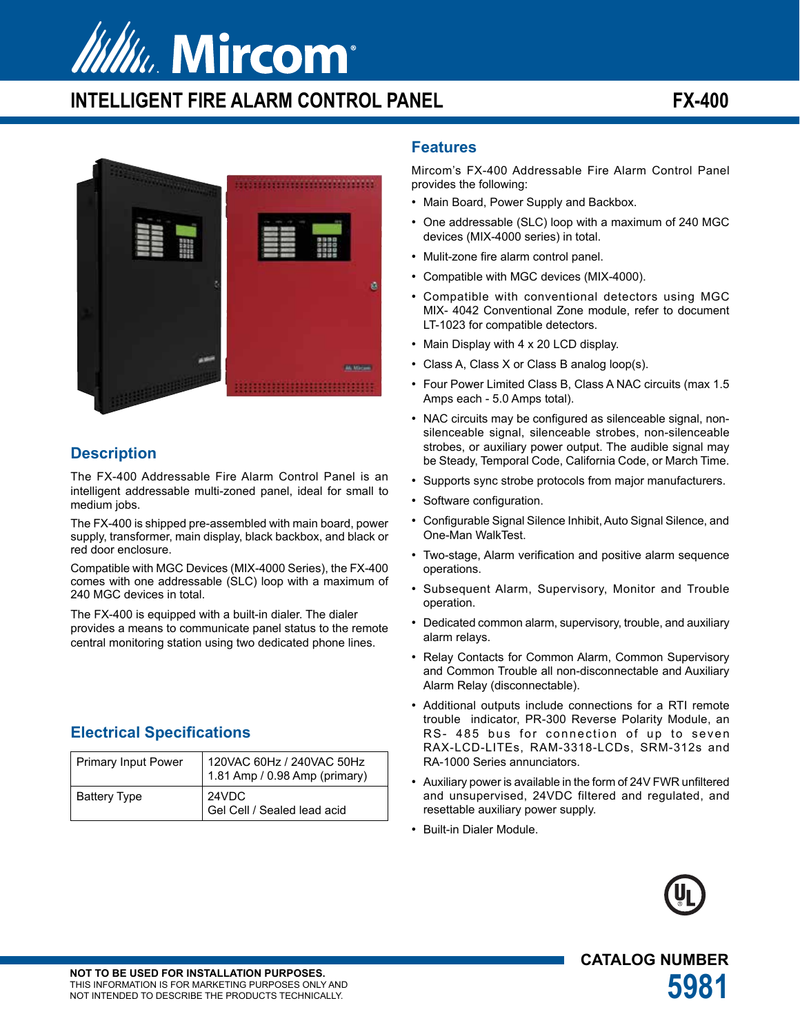# Mircom

## INTELLIGENT FIRE ALARM CONTROL PANEL

## FX-400

## Description

The FX-400 Addressable Fire Alarm Control Panel is an intelligent addressable multi-zoned panel, ideal for small to medium jobs.

The FX-400 is shipped pre-assembled with main board, power supply, transformer, main display, black backbox, and black or red door enclosure.

Compatible with MGC Devices (MIX-4000 Series), the FX-400 comes with one addressable (SLC) loop with a maximum of 240 MGC devices in total.

The FX-400 is equipped with a built-in dialer. The dialer provides a means to communicate panel status to the remote central monitoring station using two dedicated phone lines.

## Electrical Specifications

| | |
|---|---|
| Primary Input Power | 120VAC 60Hz / 240VAC 50Hz<br>1.81 Amp / 0.98 Amp (primary) |
| Battery Type | 24VDC<br>Gel Cell / Sealed lead acid |

## Features

Mircom's FX-400 Addressable Fire Alarm Control Panel provides the following:

- Main Board, Power Supply and Backbox.
- One addressable (SLC) loop with a maximum of 240 MGC devices (MIX-4000 series) in total.
- Mulit-zone fire alarm control panel.
- Compatible with MGC devices (MIX-4000).
- Compatible with conventional detectors using MGC MIX- 4042 Conventional Zone module, refer to document LT-1023 for compatible detectors.
- Main Display with 4 x 20 LCD display.
- Class A, Class X or Class B analog loop(s).
- Four Power Limited Class B, Class A NAC circuits (max 1.5 Amps each - 5.0 Amps total).
- NAC circuits may be configured as silenceable signal, non-silenceable signal, silenceable strobes, non-silenceable strobes, or auxiliary power output. The audible signal may be Steady, Temporal Code, California Code, or March Time.
- Supports sync strobe protocols from major manufacturers.
- Software configuration.
- Configurable Signal Silence Inhibit, Auto Signal Silence, and One-Man WalkTest.
- Two-stage, Alarm verification and positive alarm sequence operations.
- Subsequent Alarm, Supervisory, Monitor and Trouble operation.
- Dedicated common alarm, supervisory, trouble, and auxiliary alarm relays.
- Relay Contacts for Common Alarm, Common Supervisory and Common Trouble all non-disconnectable and Auxiliary Alarm Relay (disconnectable).
- Additional outputs include connections for a RTI remote trouble indicator, PR-300 Reverse Polarity Module, an RS- 485 bus for connection of up to seven RAX-LCD-LITEs, RAM-3318-LCDs, SRM-312s and RA-1000 Series annunciators.
- Auxiliary power is available in the form of 24V FWR unfiltered and unsupervised, 24VDC filtered and regulated, and resettable auxiliary power supply.
- Built-in Dialer Module.

**NOT TO BE USED FOR INSTALLATION PURPOSES.**
THIS INFORMATION IS FOR MARKETING PURPOSES ONLY AND NOT INTENDED TO DESCRIBE THE PRODUCTS TECHNICALLY.

**CATALOG NUMBER**
**5981**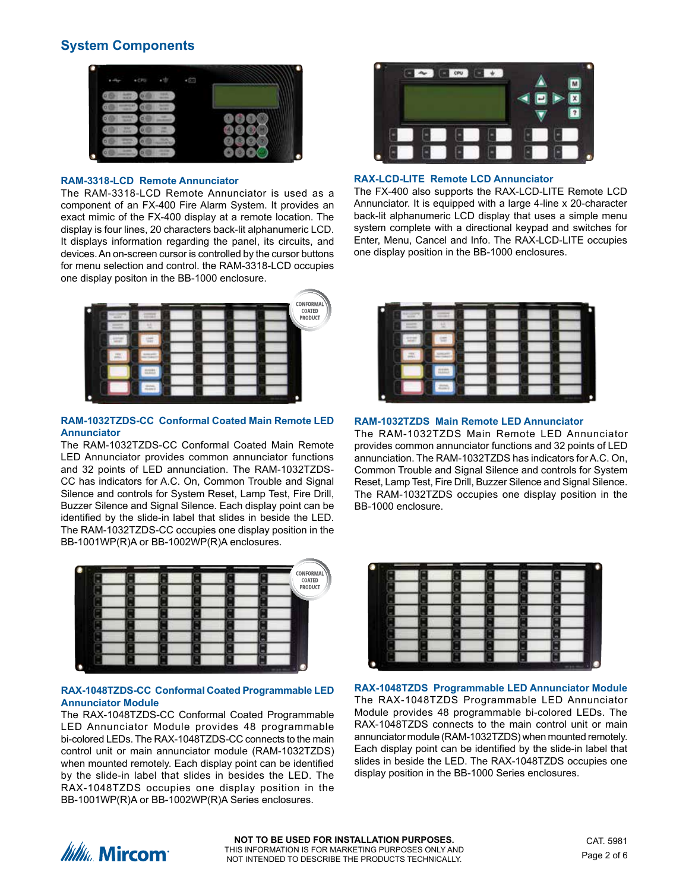## System Components

### RAM-3318-LCD Remote Annunciator

The RAM-3318-LCD Remote Annunciator is used as a component of an FX-400 Fire Alarm System. It provides an exact mimic of the FX-400 display at a remote location. The display is four lines, 20 characters back-lit alphanumeric LCD. It displays information regarding the panel, its circuits, and devices. An on-screen cursor is controlled by the cursor buttons for menu selection and control. the RAM-3318-LCD occupies one display positon in the BB-1000 enclosure.

### RAX-LCD-LITE Remote LCD Annunciator

The FX-400 also supports the RAX-LCD-LITE Remote LCD Annunciator. It is equipped with a large 4-line x 20-character back-lit alphanumeric LCD display that uses a simple menu system complete with a directional keypad and switches for Enter, Menu, Cancel and Info. The RAX-LCD-LITE occupies one display position in the BB-1000 enclosures.

### RAM-1032TZDS-CC Conformal Coated Main Remote LED Annunciator

The RAM-1032TZDS-CC Conformal Coated Main Remote LED Annunciator provides common annunciator functions and 32 points of LED annunciation. The RAM-1032TZDS-CC has indicators for A.C. On, Common Trouble and Signal Silence and controls for System Reset, Lamp Test, Fire Drill, Buzzer Silence and Signal Silence. Each display point can be identified by the slide-in label that slides in beside the LED. The RAM-1032TZDS-CC occupies one display position in the BB-1001WP(R)A or BB-1002WP(R)A enclosures.

### RAM-1032TZDS Main Remote LED Annunciator

The RAM-1032TZDS Main Remote LED Annunciator provides common annunciator functions and 32 points of LED annunciation. The RAM-1032TZDS has indicators for A.C. On, Common Trouble and Signal Silence and controls for System Reset, Lamp Test, Fire Drill, Buzzer Silence and Signal Silence. The RAM-1032TZDS occupies one display position in the BB-1000 enclosure.

### RAX-1048TZDS-CC Conformal Coated Programmable LED Annunciator Module

The RAX-1048TZDS-CC Conformal Coated Programmable LED Annunciator Module provides 48 programmable bi-colored LEDs. The RAX-1048TZDS-CC connects to the main control unit or main annunciator module (RAM-1032TZDS) when mounted remotely. Each display point can be identified by the slide-in label that slides in besides the LED. The RAX-1048TZDS occupies one display position in the BB-1001WP(R)A or BB-1002WP(R)A Series enclosures.

### RAX-1048TZDS Programmable LED Annunciator Module

The RAX-1048TZDS Programmable LED Annunciator Module provides 48 programmable bi-colored LEDs. The RAX-1048TZDS connects to the main control unit or main annunciator module (RAM-1032TZDS) when mounted remotely. Each display point can be identified by the slide-in label that slides in beside the LED. The RAX-1048TZDS occupies one display position in the BB-1000 Series enclosures.

**NOT TO BE USED FOR INSTALLATION PURPOSES.**
THIS INFORMATION IS FOR MARKETING PURPOSES ONLY AND NOT INTENDED TO DESCRIBE THE PRODUCTS TECHNICALLY.

CAT. 5981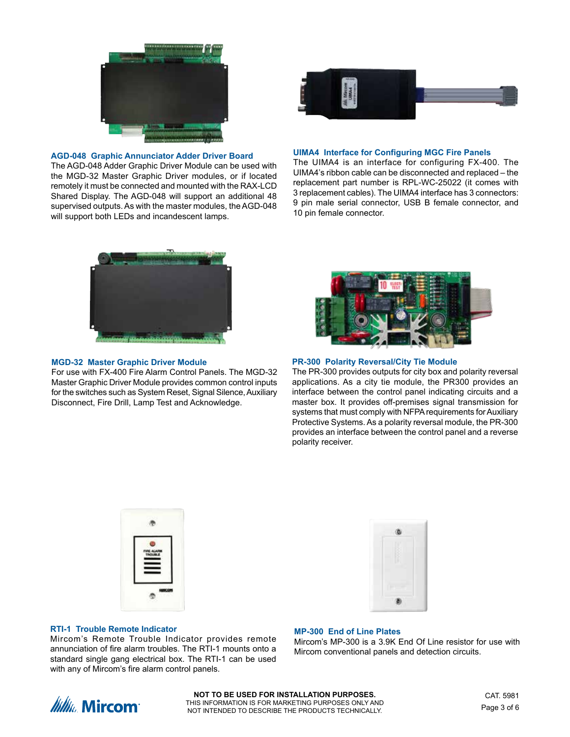### AGD-048 Graphic Annunciator Adder Driver Board

The AGD-048 Adder Graphic Driver Module can be used with the MGD-32 Master Graphic Driver modules, or if located remotely it must be connected and mounted with the RAX-LCD Shared Display. The AGD-048 will support an additional 48 supervised outputs. As with the master modules, the AGD-048 will support both LEDs and incandescent lamps.

### UIMA4 Interface for Configuring MGC Fire Panels

The UIMA4 is an interface for configuring FX-400. The UIMA4's ribbon cable can be disconnected and replaced – the replacement part number is RPL-WC-25022 (it comes with 3 replacement cables). The UIMA4 interface has 3 connectors: 9 pin male serial connector, USB B female connector, and 10 pin female connector.

### MGD-32 Master Graphic Driver Module

For use with FX-400 Fire Alarm Control Panels. The MGD-32 Master Graphic Driver Module provides common control inputs for the switches such as System Reset, Signal Silence, Auxiliary Disconnect, Fire Drill, Lamp Test and Acknowledge.

### PR-300 Polarity Reversal/City Tie Module

The PR-300 provides outputs for city box and polarity reversal applications. As a city tie module, the PR300 provides an interface between the control panel indicating circuits and a master box. It provides off-premises signal transmission for systems that must comply with NFPA requirements for Auxiliary Protective Systems. As a polarity reversal module, the PR-300 provides an interface between the control panel and a reverse polarity receiver.

### RTI-1 Trouble Remote Indicator

Mircom's Remote Trouble Indicator provides remote annunciation of fire alarm troubles. The RTI-1 mounts onto a standard single gang electrical box. The RTI-1 can be used with any of Mircom's fire alarm control panels.

### MP-300 End of Line Plates

Mircom's MP-300 is a 3.9K End Of Line resistor for use with Mircom conventional panels and detection circuits.

**NOT TO BE USED FOR INSTALLATION PURPOSES.**
THIS INFORMATION IS FOR MARKETING PURPOSES ONLY AND NOT INTENDED TO DESCRIBE THE PRODUCTS TECHNICALLY.

CAT. 5981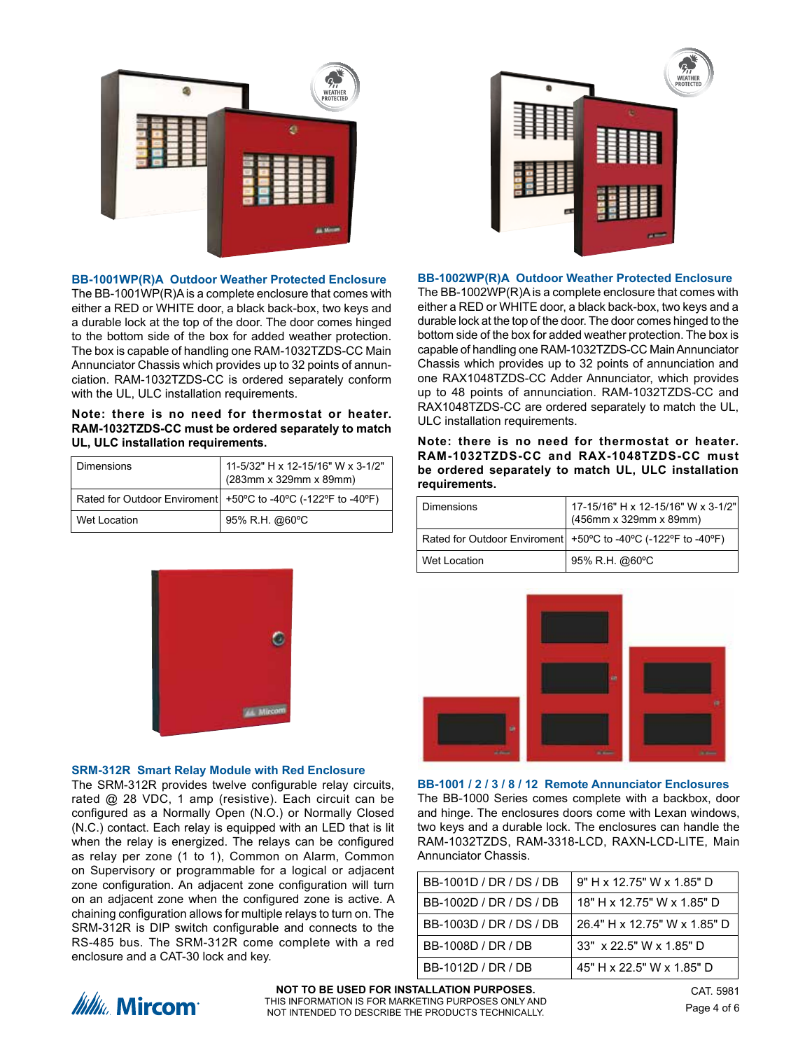### BB-1001WP(R)A Outdoor Weather Protected Enclosure

The BB-1001WP(R)A is a complete enclosure that comes with either a RED or WHITE door, a black back-box, two keys and a durable lock at the top of the door. The door comes hinged to the bottom side of the box for added weather protection. The box is capable of handling one RAM-1032TZDS-CC Main Annunciator Chassis which provides up to 32 points of annunciation. RAM-1032TZDS-CC is ordered separately conform with the UL, ULC installation requirements.

**Note: there is no need for thermostat or heater. RAM-1032TZDS-CC must be ordered separately to match UL, ULC installation requirements.**

| Dimensions | 11-5/32" H x 12-15/16" W x 3-1/2" (283mm x 329mm x 89mm) |
|---|---|
| Rated for Outdoor Enviroment | +50ºC to -40ºC (-122ºF to -40ºF) |
| Wet Location | 95% R.H. @60ºC |

### BB-1002WP(R)A Outdoor Weather Protected Enclosure

The BB-1002WP(R)A is a complete enclosure that comes with either a RED or WHITE door, a black back-box, two keys and a durable lock at the top of the door. The door comes hinged to the bottom side of the box for added weather protection. The box is capable of handling one RAM-1032TZDS-CC Main Annunciator Chassis which provides up to 32 points of annunciation and one RAX1048TZDS-CC Adder Annunciator, which provides up to 48 points of annunciation. RAM-1032TZDS-CC and RAX1048TZDS-CC are ordered separately to match the UL, ULC installation requirements.

**Note: there is no need for thermostat or heater. RAM-1032TZDS-CC and RAX-1048TZDS-CC must be ordered separately to match UL, ULC installation requirements.**

| Dimensions | 17-15/16" H x 12-15/16" W x 3-1/2" (456mm x 329mm x 89mm) |
|---|---|
| Rated for Outdoor Enviroment | +50ºC to -40ºC (-122ºF to -40ºF) |
| Wet Location | 95% R.H. @60ºC |

### SRM-312R Smart Relay Module with Red Enclosure

The SRM-312R provides twelve configurable relay circuits, rated @ 28 VDC, 1 amp (resistive). Each circuit can be configured as a Normally Open (N.O.) or Normally Closed (N.C.) contact. Each relay is equipped with an LED that is lit when the relay is energized. The relays can be configured as relay per zone (1 to 1), Common on Alarm, Common on Supervisory or programmable for a logical or adjacent zone configuration. An adjacent zone configuration will turn on an adjacent zone when the configured zone is active. A chaining configuration allows for multiple relays to turn on. The SRM-312R is DIP switch configurable and connects to the RS-485 bus. The SRM-312R come complete with a red enclosure and a CAT-30 lock and key.

### BB-1001 / 2 / 3 / 8 / 12 Remote Annunciator Enclosures

The BB-1000 Series comes complete with a backbox, door and hinge. The enclosures doors come with Lexan windows, two keys and a durable lock. The enclosures can handle the RAM-1032TZDS, RAM-3318-LCD, RAXN-LCD-LITE, Main Annunciator Chassis.

| BB-1001D / DR / DS / DB | 9" H x 12.75" W x 1.85" D |
|---|---|
| BB-1002D / DR / DS / DB | 18" H x 12.75" W x 1.85" D |
| BB-1003D / DR / DS / DB | 26.4" H x 12.75" W x 1.85" D |
| BB-1008D / DR / DB | 33"  x 22.5" W x 1.85" D |
| BB-1012D / DR / DB | 45" H x 22.5" W x 1.85" D |

**NOT TO BE USED FOR INSTALLATION PURPOSES.**
THIS INFORMATION IS FOR MARKETING PURPOSES ONLY AND NOT INTENDED TO DESCRIBE THE PRODUCTS TECHNICALLY.

CAT. 5981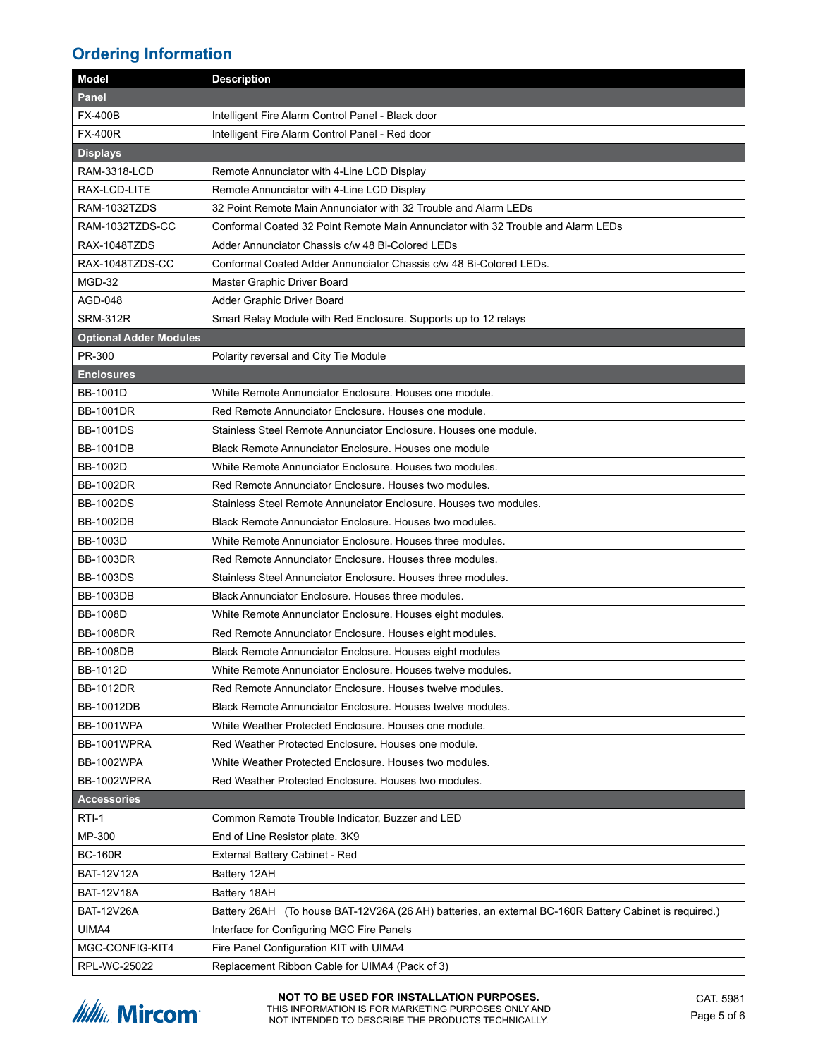## Ordering Information

| Model | Description |
|---|---|
| **Panel** | |
| FX-400B | Intelligent Fire Alarm Control Panel - Black door |
| FX-400R | Intelligent Fire Alarm Control Panel - Red door |
| **Displays** | |
| RAM-3318-LCD | Remote Annunciator with 4-Line LCD Display |
| RAX-LCD-LITE | Remote Annunciator with 4-Line LCD Display |
| RAM-1032TZDS | 32 Point Remote Main Annunciator with 32 Trouble and Alarm LEDs |
| RAM-1032TZDS-CC | Conformal Coated 32 Point Remote Main Annunciator with 32 Trouble and Alarm LEDs |
| RAX-1048TZDS | Adder Annunciator Chassis c/w 48 Bi-Colored LEDs |
| RAX-1048TZDS-CC | Conformal Coated Adder Annunciator Chassis c/w 48 Bi-Colored LEDs. |
| MGD-32 | Master Graphic Driver Board |
| AGD-048 | Adder Graphic Driver Board |
| SRM-312R | Smart Relay Module with Red Enclosure. Supports up to 12 relays |
| **Optional Adder Modules** | |
| PR-300 | Polarity reversal and City Tie Module |
| **Enclosures** | |
| BB-1001D | White Remote Annunciator Enclosure. Houses one module. |
| BB-1001DR | Red Remote Annunciator Enclosure. Houses one module. |
| BB-1001DS | Stainless Steel Remote Annunciator Enclosure. Houses one module. |
| BB-1001DB | Black Remote Annunciator Enclosure. Houses one module |
| BB-1002D | White Remote Annunciator Enclosure. Houses two modules. |
| BB-1002DR | Red Remote Annunciator Enclosure. Houses two modules. |
| BB-1002DS | Stainless Steel Remote Annunciator Enclosure. Houses two modules. |
| BB-1002DB | Black Remote Annunciator Enclosure. Houses two modules. |
| BB-1003D | White Remote Annunciator Enclosure. Houses three modules. |
| BB-1003DR | Red Remote Annunciator Enclosure. Houses three modules. |
| BB-1003DS | Stainless Steel Annunciator Enclosure. Houses three modules. |
| BB-1003DB | Black Annunciator Enclosure. Houses three modules. |
| BB-1008D | White Remote Annunciator Enclosure. Houses eight modules. |
| BB-1008DR | Red Remote Annunciator Enclosure. Houses eight modules. |
| BB-1008DB | Black Remote Annunciator Enclosure. Houses eight modules |
| BB-1012D | White Remote Annunciator Enclosure. Houses twelve modules. |
| BB-1012DR | Red Remote Annunciator Enclosure. Houses twelve modules. |
| BB-10012DB | Black Remote Annunciator Enclosure. Houses twelve modules. |
| BB-1001WPA | White Weather Protected Enclosure. Houses one module. |
| BB-1001WPRA | Red Weather Protected Enclosure. Houses one module. |
| BB-1002WPA | White Weather Protected Enclosure. Houses two modules. |
| BB-1002WPRA | Red Weather Protected Enclosure. Houses two modules. |
| **Accessories** | |
| RTI-1 | Common Remote Trouble Indicator, Buzzer and LED |
| MP-300 | End of Line Resistor plate. 3K9 |
| BC-160R | External Battery Cabinet - Red |
| BAT-12V12A | Battery 12AH |
| BAT-12V18A | Battery 18AH |
| BAT-12V26A | Battery 26AH (To house BAT-12V26A (26 AH) batteries, an external BC-160R Battery Cabinet is required.) |
| UIMA4 | Interface for Configuring MGC Fire Panels |
| MGC-CONFIG-KIT4 | Fire Panel Configuration KIT with UIMA4 |
| RPL-WC-25022 | Replacement Ribbon Cable for UIMA4 (Pack of 3) |

**NOT TO BE USED FOR INSTALLATION PURPOSES.**
THIS INFORMATION IS FOR MARKETING PURPOSES ONLY AND NOT INTENDED TO DESCRIBE THE PRODUCTS TECHNICALLY.

CAT. 5981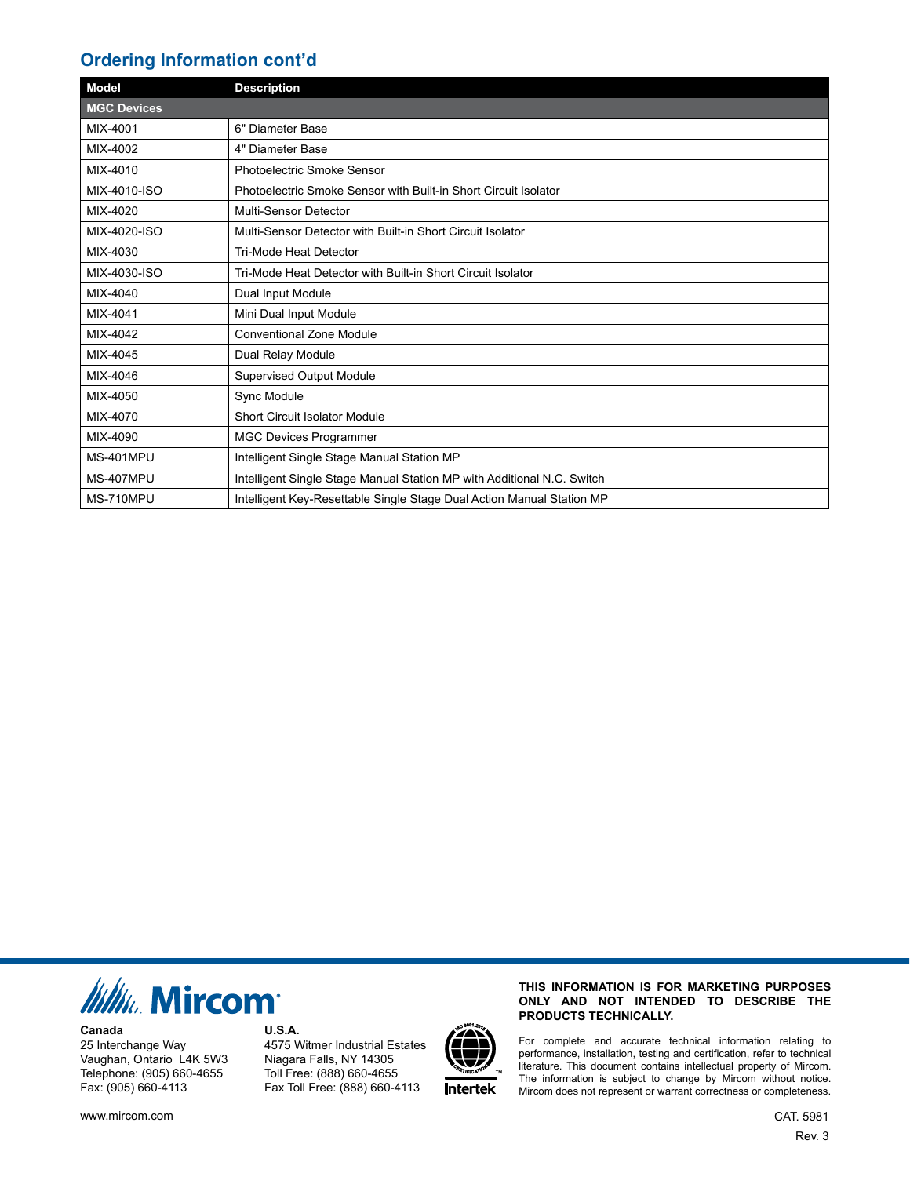## Ordering Information cont'd

| Model | Description |
|---|---|
| **MGC Devices** | |
| MIX-4001 | 6" Diameter Base |
| MIX-4002 | 4" Diameter Base |
| MIX-4010 | Photoelectric Smoke Sensor |
| MIX-4010-ISO | Photoelectric Smoke Sensor with Built-in Short Circuit Isolator |
| MIX-4020 | Multi-Sensor Detector |
| MIX-4020-ISO | Multi-Sensor Detector with Built-in Short Circuit Isolator |
| MIX-4030 | Tri-Mode Heat Detector |
| MIX-4030-ISO | Tri-Mode Heat Detector with Built-in Short Circuit Isolator |
| MIX-4040 | Dual Input Module |
| MIX-4041 | Mini Dual Input Module |
| MIX-4042 | Conventional Zone Module |
| MIX-4045 | Dual Relay Module |
| MIX-4046 | Supervised Output Module |
| MIX-4050 | Sync Module |
| MIX-4070 | Short Circuit Isolator Module |
| MIX-4090 | MGC Devices Programmer |
| MS-401MPU | Intelligent Single Stage Manual Station MP |
| MS-407MPU | Intelligent Single Stage Manual Station MP with Additional N.C. Switch |
| MS-710MPU | Intelligent Key-Resettable Single Stage Dual Action Manual Station MP |

Mircom

**Canada**
25 Interchange Way
Vaughan, Ontario L4K 5W3
Telephone: (905) 660-4655
Fax: (905) 660-4113

**U.S.A.**
4575 Witmer Industrial Estates
Niagara Falls, NY 14305
Toll Free: (888) 660-4655
Fax Toll Free: (888) 660-4113

Intertek

**THIS INFORMATION IS FOR MARKETING PURPOSES ONLY AND NOT INTENDED TO DESCRIBE THE PRODUCTS TECHNICALLY.**

For complete and accurate technical information relating to performance, installation, testing and certification, refer to technical literature. This document contains intellectual property of Mircom. The information is subject to change by Mircom without notice. Mircom does not represent or warrant correctness or completeness.

www.mircom.com

CAT. 5981
Rev. 3